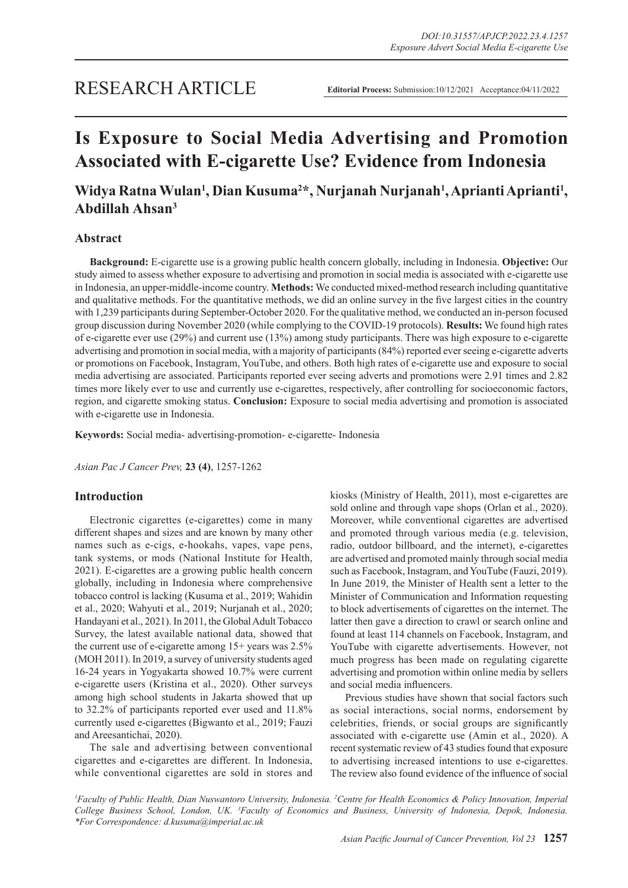RESEARCH ARTICLE

**Editorial Process:** Submission:10/12/2021 Acceptance:04/11/2022

# Is Exposure to Social Media Advertising and Promotion Associated with E-cigarette Use? Evidence from Indonesia

**Widya Ratna Wulan[1], Dian Kusuma[2]*, Nurjanah Nurjanah[1], Aprianti Aprianti[1], Abdillah Ahsan[3]**

## Abstract

**Background:** E-cigarette use is a growing public health concern globally, including in Indonesia. **Objective:** Our study aimed to assess whether exposure to advertising and promotion in social media is associated with e-cigarette use in Indonesia, an upper-middle-income country. **Methods:** We conducted mixed-method research including quantitative and qualitative methods. For the quantitative methods, we did an online survey in the five largest cities in the country with 1,239 participants during September-October 2020. For the qualitative method, we conducted an in-person focused group discussion during November 2020 (while complying to the COVID-19 protocols). **Results:** We found high rates of e-cigarette ever use (29%) and current use (13%) among study participants. There was high exposure to e-cigarette advertising and promotion in social media, with a majority of participants (84%) reported ever seeing e-cigarette adverts or promotions on Facebook, Instagram, YouTube, and others. Both high rates of e-cigarette use and exposure to social media advertising are associated. Participants reported ever seeing adverts and promotions were 2.91 times and 2.82 times more likely ever to use and currently use e-cigarettes, respectively, after controlling for socioeconomic factors, region, and cigarette smoking status. **Conclusion:** Exposure to social media advertising and promotion is associated with e-cigarette use in Indonesia.

**Keywords:** Social media- advertising-promotion- e-cigarette- Indonesia

*Asian Pac J Cancer Prev,* **23 (4)**, 1257-1262

## Introduction

Electronic cigarettes (e-cigarettes) come in many different shapes and sizes and are known by many other names such as e-cigs, e-hookahs, vapes, vape pens, tank systems, or mods (National Institute for Health, 2021). E-cigarettes are a growing public health concern globally, including in Indonesia where comprehensive tobacco control is lacking (Kusuma et al., 2019; Wahidin et al., 2020; Wahyuti et al., 2019; Nurjanah et al., 2020; Handayani et al., 2021). In 2011, the Global Adult Tobacco Survey, the latest available national data, showed that the current use of e-cigarette among 15+ years was 2.5% (MOH 2011). In 2019, a survey of university students aged 16-24 years in Yogyakarta showed 10.7% were current e-cigarette users (Kristina et al., 2020). Other surveys among high school students in Jakarta showed that up to 32.2% of participants reported ever used and 11.8% currently used e-cigarettes (Bigwanto et al., 2019; Fauzi and Areesantichai, 2020).

The sale and advertising between conventional cigarettes and e-cigarettes are different. In Indonesia, while conventional cigarettes are sold in stores and kiosks (Ministry of Health, 2011), most e-cigarettes are sold online and through vape shops (Orlan et al., 2020). Moreover, while conventional cigarettes are advertised and promoted through various media (e.g. television, radio, outdoor billboard, and the internet), e-cigarettes are advertised and promoted mainly through social media such as Facebook, Instagram, and YouTube (Fauzi, 2019). In June 2019, the Minister of Health sent a letter to the Minister of Communication and Information requesting to block advertisements of cigarettes on the internet. The latter then gave a direction to crawl or search online and found at least 114 channels on Facebook, Instagram, and YouTube with cigarette advertisements. However, not much progress has been made on regulating cigarette advertising and promotion within online media by sellers and social media influencers.

Previous studies have shown that social factors such as social interactions, social norms, endorsement by celebrities, friends, or social groups are significantly associated with e-cigarette use (Amin et al., 2020). A recent systematic review of 43 studies found that exposure to advertising increased intentions to use e-cigarettes. The review also found evidence of the influence of social

*[1]Faculty of Public Health, Dian Nuswantoro University, Indonesia. [2]Centre for Health Economics & Policy Innovation, Imperial College Business School, London, UK. [3]Faculty of Economics and Business, University of Indonesia, Depok, Indonesia. *For Correspondence: d.kusuma@imperial.ac.uk*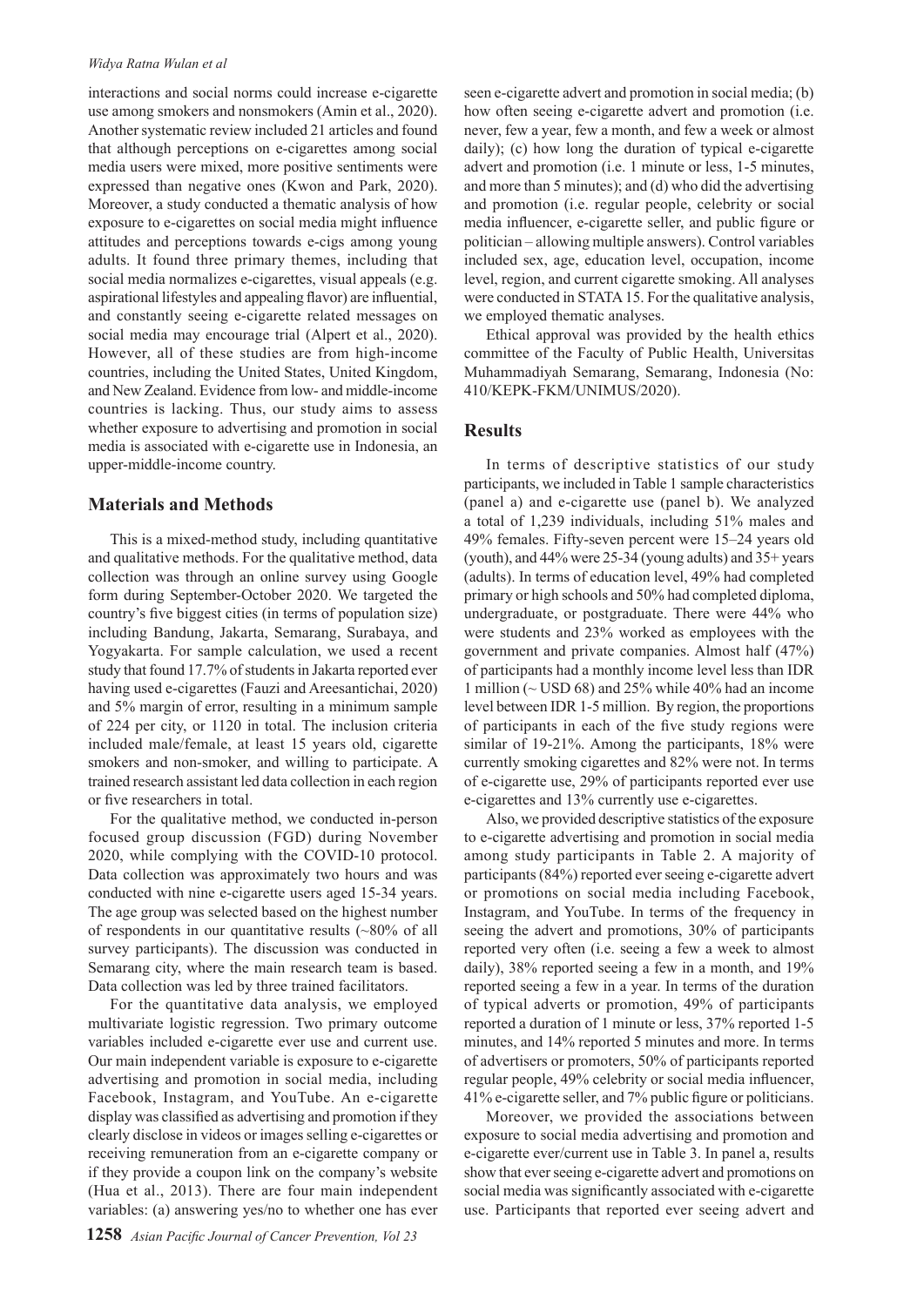interactions and social norms could increase e-cigarette use among smokers and nonsmokers (Amin et al., 2020). Another systematic review included 21 articles and found that although perceptions on e-cigarettes among social media users were mixed, more positive sentiments were expressed than negative ones (Kwon and Park, 2020). Moreover, a study conducted a thematic analysis of how exposure to e-cigarettes on social media might influence attitudes and perceptions towards e-cigs among young adults. It found three primary themes, including that social media normalizes e-cigarettes, visual appeals (e.g. aspirational lifestyles and appealing flavor) are influential, and constantly seeing e-cigarette related messages on social media may encourage trial (Alpert et al., 2020). However, all of these studies are from high-income countries, including the United States, United Kingdom, and New Zealand. Evidence from low- and middle-income countries is lacking. Thus, our study aims to assess whether exposure to advertising and promotion in social media is associated with e-cigarette use in Indonesia, an upper-middle-income country.

## Materials and Methods

This is a mixed-method study, including quantitative and qualitative methods. For the qualitative method, data collection was through an online survey using Google form during September-October 2020. We targeted the country's five biggest cities (in terms of population size) including Bandung, Jakarta, Semarang, Surabaya, and Yogyakarta. For sample calculation, we used a recent study that found 17.7% of students in Jakarta reported ever having used e-cigarettes (Fauzi and Areesantichai, 2020) and 5% margin of error, resulting in a minimum sample of 224 per city, or 1120 in total. The inclusion criteria included male/female, at least 15 years old, cigarette smokers and non-smoker, and willing to participate. A trained research assistant led data collection in each region or five researchers in total.

For the qualitative method, we conducted in-person focused group discussion (FGD) during November 2020, while complying with the COVID-10 protocol. Data collection was approximately two hours and was conducted with nine e-cigarette users aged 15-34 years. The age group was selected based on the highest number of respondents in our quantitative results (~80% of all survey participants). The discussion was conducted in Semarang city, where the main research team is based. Data collection was led by three trained facilitators.

For the quantitative data analysis, we employed multivariate logistic regression. Two primary outcome variables included e-cigarette ever use and current use. Our main independent variable is exposure to e-cigarette advertising and promotion in social media, including Facebook, Instagram, and YouTube. An e-cigarette display was classified as advertising and promotion if they clearly disclose in videos or images selling e-cigarettes or receiving remuneration from an e-cigarette company or if they provide a coupon link on the company's website (Hua et al., 2013). There are four main independent variables: (a) answering yes/no to whether one has ever seen e-cigarette advert and promotion in social media; (b) how often seeing e-cigarette advert and promotion (i.e. never, few a year, few a month, and few a week or almost daily); (c) how long the duration of typical e-cigarette advert and promotion (i.e. 1 minute or less, 1-5 minutes, and more than 5 minutes); and (d) who did the advertising and promotion (i.e. regular people, celebrity or social media influencer, e-cigarette seller, and public figure or politician – allowing multiple answers). Control variables included sex, age, education level, occupation, income level, region, and current cigarette smoking. All analyses were conducted in STATA 15. For the qualitative analysis, we employed thematic analyses.

Ethical approval was provided by the health ethics committee of the Faculty of Public Health, Universitas Muhammadiyah Semarang, Semarang, Indonesia (No: 410/KEPK-FKM/UNIMUS/2020).

## Results

In terms of descriptive statistics of our study participants, we included in Table 1 sample characteristics (panel a) and e-cigarette use (panel b). We analyzed a total of 1,239 individuals, including 51% males and 49% females. Fifty-seven percent were 15–24 years old (youth), and 44% were 25-34 (young adults) and 35+ years (adults). In terms of education level, 49% had completed primary or high schools and 50% had completed diploma, undergraduate, or postgraduate. There were 44% who were students and 23% worked as employees with the government and private companies. Almost half (47%) of participants had a monthly income level less than IDR 1 million (~ USD 68) and 25% while 40% had an income level between IDR 1-5 million. By region, the proportions of participants in each of the five study regions were similar of 19-21%. Among the participants, 18% were currently smoking cigarettes and 82% were not. In terms of e-cigarette use, 29% of participants reported ever use e-cigarettes and 13% currently use e-cigarettes.

Also, we provided descriptive statistics of the exposure to e-cigarette advertising and promotion in social media among study participants in Table 2. A majority of participants (84%) reported ever seeing e-cigarette advert or promotions on social media including Facebook, Instagram, and YouTube. In terms of the frequency in seeing the advert and promotions, 30% of participants reported very often (i.e. seeing a few a week to almost daily), 38% reported seeing a few in a month, and 19% reported seeing a few in a year. In terms of the duration of typical adverts or promotion, 49% of participants reported a duration of 1 minute or less, 37% reported 1-5 minutes, and 14% reported 5 minutes and more. In terms of advertisers or promoters, 50% of participants reported regular people, 49% celebrity or social media influencer, 41% e-cigarette seller, and 7% public figure or politicians.

Moreover, we provided the associations between exposure to social media advertising and promotion and e-cigarette ever/current use in Table 3. In panel a, results show that ever seeing e-cigarette advert and promotions on social media was significantly associated with e-cigarette use. Participants that reported ever seeing advert and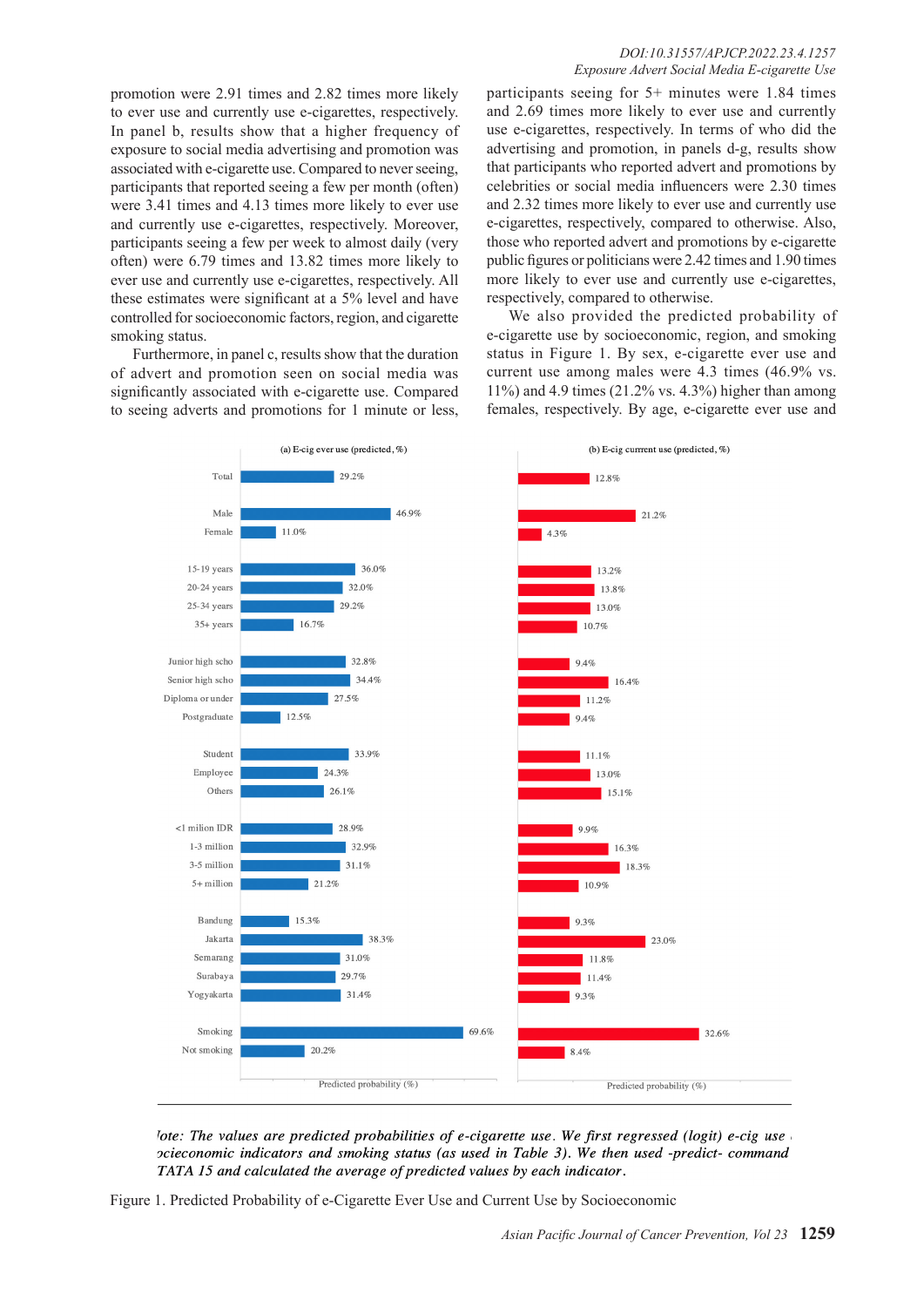promotion were 2.91 times and 2.82 times more likely to ever use and currently use e-cigarettes, respectively. In panel b, results show that a higher frequency of exposure to social media advertising and promotion was associated with e-cigarette use. Compared to never seeing, participants that reported seeing a few per month (often) were 3.41 times and 4.13 times more likely to ever use and currently use e-cigarettes, respectively. Moreover, participants seeing a few per week to almost daily (very often) were 6.79 times and 13.82 times more likely to ever use and currently use e-cigarettes, respectively. All these estimates were significant at a 5% level and have controlled for socioeconomic factors, region, and cigarette smoking status.

Furthermore, in panel c, results show that the duration of advert and promotion seen on social media was significantly associated with e-cigarette use. Compared to seeing adverts and promotions for 1 minute or less, participants seeing for 5+ minutes were 1.84 times and 2.69 times more likely to ever use and currently use e-cigarettes, respectively. In terms of who did the advertising and promotion, in panels d-g, results show that participants who reported advert and promotions by celebrities or social media influencers were 2.30 times and 2.32 times more likely to ever use and currently use e-cigarettes, respectively, compared to otherwise. Also, those who reported advert and promotions by e-cigarette public figures or politicians were 2.42 times and 1.90 times more likely to ever use and currently use e-cigarettes, respectively, compared to otherwise.

We also provided the predicted probability of e-cigarette use by socioeconomic, region, and smoking status in Figure 1. By sex, e-cigarette ever use and current use among males were 4.3 times (46.9% vs. 11%) and 4.9 times (21.2% vs. 4.3%) higher than among females, respectively. By age, e-cigarette ever use and

| | (a) E-cig ever use (predicted, %) | (b) E-cig current use (predicted, %) |
|---|---|---|
| Total | 29.2% | 12.8% |
| Male | 46.9% | 21.2% |
| Female | 11.0% | 4.3% |
| 15-19 years | 36.0% | 13.2% |
| 20-24 years | 32.0% | 13.8% |
| 25-34 years | 29.2% | 13.0% |
| 35+ years | 16.7% | 10.7% |
| Junior high scho | 32.8% | 9.4% |
| Senior high scho | 34.4% | 16.4% |
| Diploma or under | 27.5% | 11.2% |
| Postgraduate | 12.5% | 9.4% |
| Student | 33.9% | 11.1% |
| Employee | 24.3% | 13.0% |
| Others | 26.1% | 15.1% |
| <1 milion IDR | 28.9% | 9.9% |
| 1-3 million | 32.9% | 16.3% |
| 3-5 million | 31.1% | 18.3% |
| 5+ million | 21.2% | 10.9% |
| Bandung | 15.3% | 9.3% |
| Jakarta | 38.3% | 23.0% |
| Semarang | 31.0% | 11.8% |
| Surabaya | 29.7% | 11.4% |
| Yogyakarta | 31.4% | 9.3% |
| Smoking | 69.6% | 32.6% |
| Not smoking | 20.2% | 8.4% |

*Note: The values are predicted probabilities of e-cigarette use. We first regressed (logit) e-cig use on socieconomic indicators and smoking status (as used in Table 3). We then used -predict- command in STATA 15 and calculated the average of predicted values by each indicator.*

Figure 1. Predicted Probability of e-Cigarette Ever Use and Current Use by Socioeconomic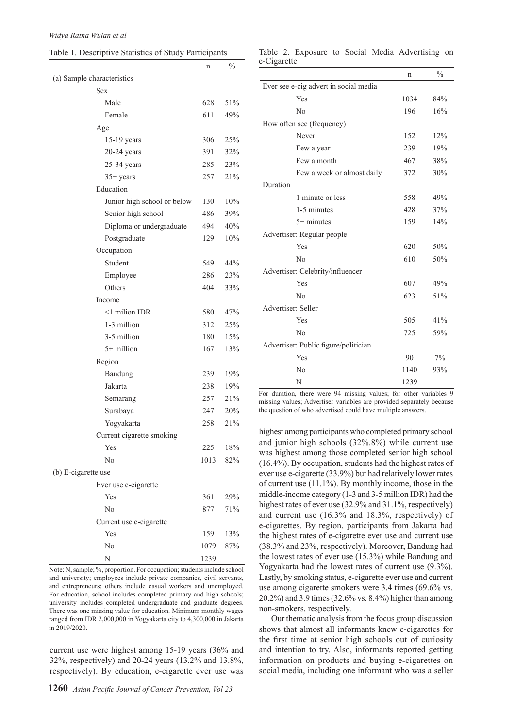Table 1. Descriptive Statistics of Study Participants

| | n | % |
|---|---|---|
| (a) Sample characteristics | | |
| Sex | | |
| Male | 628 | 51% |
| Female | 611 | 49% |
| Age | | |
| 15-19 years | 306 | 25% |
| 20-24 years | 391 | 32% |
| 25-34 years | 285 | 23% |
| 35+ years | 257 | 21% |
| Education | | |
| Junior high school or below | 130 | 10% |
| Senior high school | 486 | 39% |
| Diploma or undergraduate | 494 | 40% |
| Postgraduate | 129 | 10% |
| Occupation | | |
| Student | 549 | 44% |
| Employee | 286 | 23% |
| Others | 404 | 33% |
| Income | | |
| <1 milion IDR | 580 | 47% |
| 1-3 million | 312 | 25% |
| 3-5 million | 180 | 15% |
| 5+ million | 167 | 13% |
| Region | | |
| Bandung | 239 | 19% |
| Jakarta | 238 | 19% |
| Semarang | 257 | 21% |
| Surabaya | 247 | 20% |
| Yogyakarta | 258 | 21% |
| Current cigarette smoking | | |
| Yes | 225 | 18% |
| No | 1013 | 82% |
| (b) E-cigarette use | | |
| Ever use e-cigarette | | |
| Yes | 361 | 29% |
| No | 877 | 71% |
| Current use e-cigarette | | |
| Yes | 159 | 13% |
| No | 1079 | 87% |
| N | 1239 | |

Note: N, sample; %, proportion. For occupation; students include school and university; employees include private companies, civil servants, and entrepreneurs; others include casual workers and unemployed. For education, school includes completed primary and high schools; university includes completed undergraduate and graduate degrees. There was one missing value for education. Minimum monthly wages ranged from IDR 2,000,000 in Yogyakarta city to 4,300,000 in Jakarta in 2019/2020.

current use were highest among 15-19 years (36% and 32%, respectively) and 20-24 years (13.2% and 13.8%, respectively). By education, e-cigarette ever use was highest among participants who completed primary school and junior high schools (32%.8%) while current use was highest among those completed senior high school (16.4%). By occupation, students had the highest rates of ever use e-cigarette (33.9%) but had relatively lower rates of current use (11.1%). By monthly income, those in the middle-income category (1-3 and 3-5 million IDR) had the highest rates of ever use (32.9% and 31.1%, respectively) and current use (16.3% and 18.3%, respectively) of e-cigarettes. By region, participants from Jakarta had the highest rates of e-cigarette ever use and current use (38.3% and 23%, respectively). Moreover, Bandung had the lowest rates of ever use (15.3%) while Bandung and Yogyakarta had the lowest rates of current use (9.3%). Lastly, by smoking status, e-cigarette ever use and current use among cigarette smokers were 3.4 times (69.6% vs. 20.2%) and 3.9 times (32.6% vs. 8.4%) higher than among non-smokers, respectively.

Table 2. Exposure to Social Media Advertising on e-Cigarette

| | n | % |
|---|---|---|
| Ever see e-cig advert in social media | | |
| Yes | 1034 | 84% |
| No | 196 | 16% |
| How often see (frequency) | | |
| Never | 152 | 12% |
| Few a year | 239 | 19% |
| Few a month | 467 | 38% |
| Few a week or almost daily | 372 | 30% |
| Duration | | |
| 1 minute or less | 558 | 49% |
| 1-5 minutes | 428 | 37% |
| 5+ minutes | 159 | 14% |
| Advertiser: Regular people | | |
| Yes | 620 | 50% |
| No | 610 | 50% |
| Advertiser: Celebrity/influencer | | |
| Yes | 607 | 49% |
| No | 623 | 51% |
| Advertiser: Seller | | |
| Yes | 505 | 41% |
| No | 725 | 59% |
| Advertiser: Public figure/politician | | |
| Yes | 90 | 7% |
| No | 1140 | 93% |
| N | 1239 | |

For duration, there were 94 missing values; for other variables 9 missing values; Advertiser variables are provided separately because the question of who advertised could have multiple answers.

Our thematic analysis from the focus group discussion shows that almost all informants knew e-cigarettes for the first time at senior high schools out of curiosity and intention to try. Also, informants reported getting information on products and buying e-cigarettes on social media, including one informant who was a seller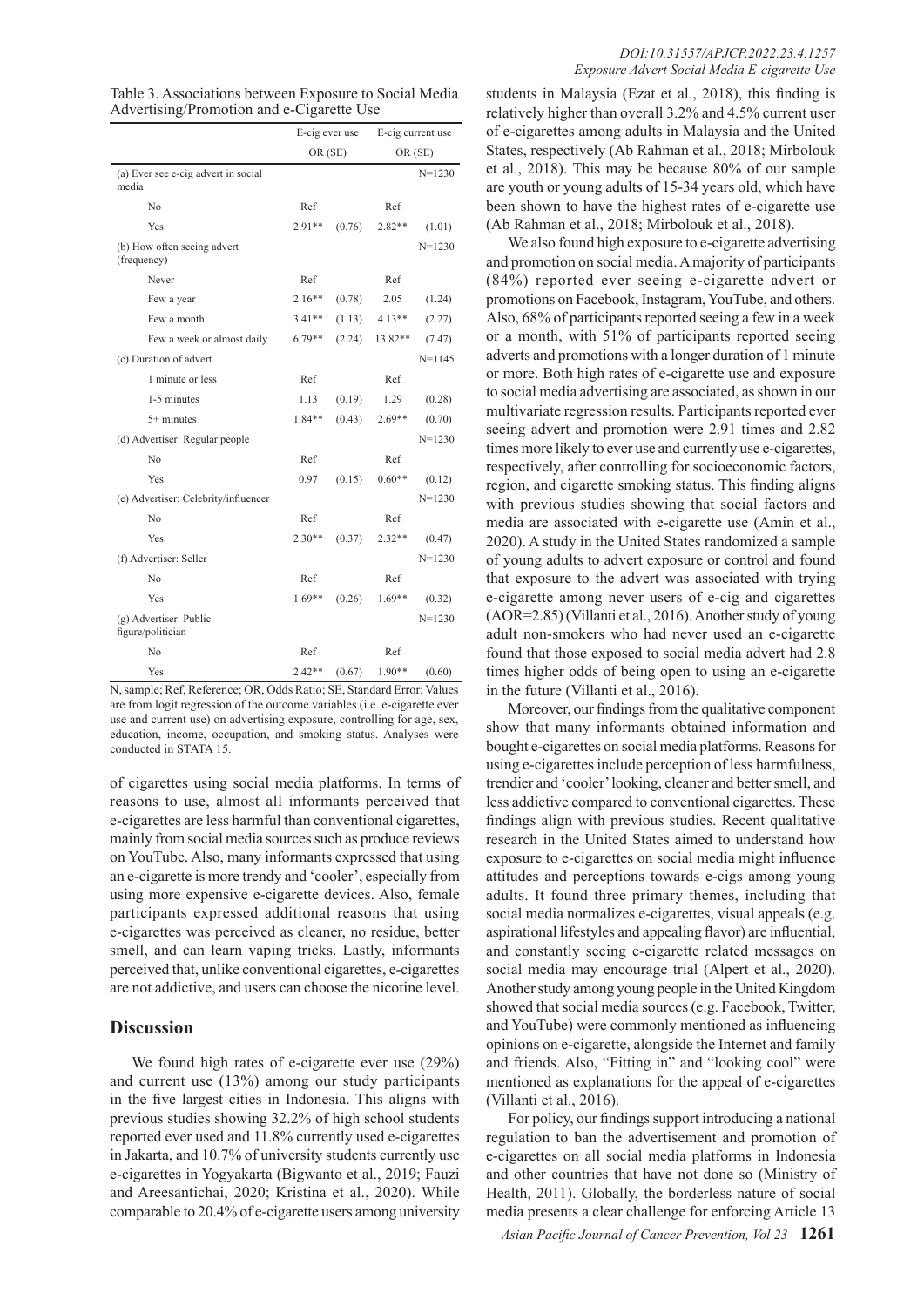Table 3. Associations between Exposure to Social Media Advertising/Promotion and e-Cigarette Use

| | E-cig ever use | | E-cig current use | |
|---|---|---|---|---|
| | OR (SE) | | OR (SE) | |
| (a) Ever see e-cig advert in social media | | | | N=1230 |
| No | Ref | | Ref | |
| Yes | 2.91** | (0.76) | 2.82** | (1.01) |
| (b) How often seeing advert (frequency) | | | | N=1230 |
| Never | Ref | | Ref | |
| Few a year | 2.16** | (0.78) | 2.05 | (1.24) |
| Few a month | 3.41** | (1.13) | 4.13** | (2.27) |
| Few a week or almost daily | 6.79** | (2.24) | 13.82** | (7.47) |
| (c) Duration of advert | | | | N=1145 |
| 1 minute or less | Ref | | Ref | |
| 1-5 minutes | 1.13 | (0.19) | 1.29 | (0.28) |
| 5+ minutes | 1.84** | (0.43) | 2.69** | (0.70) |
| (d) Advertiser: Regular people | | | | N=1230 |
| No | Ref | | Ref | |
| Yes | 0.97 | (0.15) | 0.60** | (0.12) |
| (e) Advertiser: Celebrity/influencer | | | | N=1230 |
| No | Ref | | Ref | |
| Yes | 2.30** | (0.37) | 2.32** | (0.47) |
| (f) Advertiser: Seller | | | | N=1230 |
| No | Ref | | Ref | |
| Yes | 1.69** | (0.26) | 1.69** | (0.32) |
| (g) Advertiser: Public figure/politician | | | | N=1230 |
| No | Ref | | Ref | |
| Yes | 2.42** | (0.67) | 1.90** | (0.60) |

N, sample; Ref, Reference; OR, Odds Ratio; SE, Standard Error; Values are from logit regression of the outcome variables (i.e. e-cigarette ever use and current use) on advertising exposure, controlling for age, sex, education, income, occupation, and smoking status. Analyses were conducted in STATA 15.

of cigarettes using social media platforms. In terms of reasons to use, almost all informants perceived that e-cigarettes are less harmful than conventional cigarettes, mainly from social media sources such as produce reviews on YouTube. Also, many informants expressed that using an e-cigarette is more trendy and 'cooler', especially from using more expensive e-cigarette devices. Also, female participants expressed additional reasons that using e-cigarettes was perceived as cleaner, no residue, better smell, and can learn vaping tricks. Lastly, informants perceived that, unlike conventional cigarettes, e-cigarettes are not addictive, and users can choose the nicotine level.

## Discussion

We found high rates of e-cigarette ever use (29%) and current use (13%) among our study participants in the five largest cities in Indonesia. This aligns with previous studies showing 32.2% of high school students reported ever used and 11.8% currently used e-cigarettes in Jakarta, and 10.7% of university students currently use e-cigarettes in Yogyakarta (Bigwanto et al., 2019; Fauzi and Areesantichai, 2020; Kristina et al., 2020). While comparable to 20.4% of e-cigarette users among university students in Malaysia (Ezat et al., 2018), this finding is relatively higher than overall 3.2% and 4.5% current user of e-cigarettes among adults in Malaysia and the United States, respectively (Ab Rahman et al., 2018; Mirbolouk et al., 2018). This may be because 80% of our sample are youth or young adults of 15-34 years old, which have been shown to have the highest rates of e-cigarette use (Ab Rahman et al., 2018; Mirbolouk et al., 2018).

We also found high exposure to e-cigarette advertising and promotion on social media. A majority of participants (84%) reported ever seeing e-cigarette advert or promotions on Facebook, Instagram, YouTube, and others. Also, 68% of participants reported seeing a few in a week or a month, with 51% of participants reported seeing adverts and promotions with a longer duration of 1 minute or more. Both high rates of e-cigarette use and exposure to social media advertising are associated, as shown in our multivariate regression results. Participants reported ever seeing advert and promotion were 2.91 times and 2.82 times more likely to ever use and currently use e-cigarettes, respectively, after controlling for socioeconomic factors, region, and cigarette smoking status. This finding aligns with previous studies showing that social factors and media are associated with e-cigarette use (Amin et al., 2020). A study in the United States randomized a sample of young adults to advert exposure or control and found that exposure to the advert was associated with trying e-cigarette among never users of e-cig and cigarettes (AOR=2.85) (Villanti et al., 2016). Another study of young adult non-smokers who had never used an e-cigarette found that those exposed to social media advert had 2.8 times higher odds of being open to using an e-cigarette in the future (Villanti et al., 2016).

Moreover, our findings from the qualitative component show that many informants obtained information and bought e-cigarettes on social media platforms. Reasons for using e-cigarettes include perception of less harmfulness, trendier and 'cooler' looking, cleaner and better smell, and less addictive compared to conventional cigarettes. These findings align with previous studies. Recent qualitative research in the United States aimed to understand how exposure to e-cigarettes on social media might influence attitudes and perceptions towards e-cigs among young adults. It found three primary themes, including that social media normalizes e-cigarettes, visual appeals (e.g. aspirational lifestyles and appealing flavor) are influential, and constantly seeing e-cigarette related messages on social media may encourage trial (Alpert et al., 2020). Another study among young people in the United Kingdom showed that social media sources (e.g. Facebook, Twitter, and YouTube) were commonly mentioned as influencing opinions on e-cigarette, alongside the Internet and family and friends. Also, "Fitting in" and "looking cool" were mentioned as explanations for the appeal of e-cigarettes (Villanti et al., 2016).

For policy, our findings support introducing a national regulation to ban the advertisement and promotion of e-cigarettes on all social media platforms in Indonesia and other countries that have not done so (Ministry of Health, 2011). Globally, the borderless nature of social media presents a clear challenge for enforcing Article 13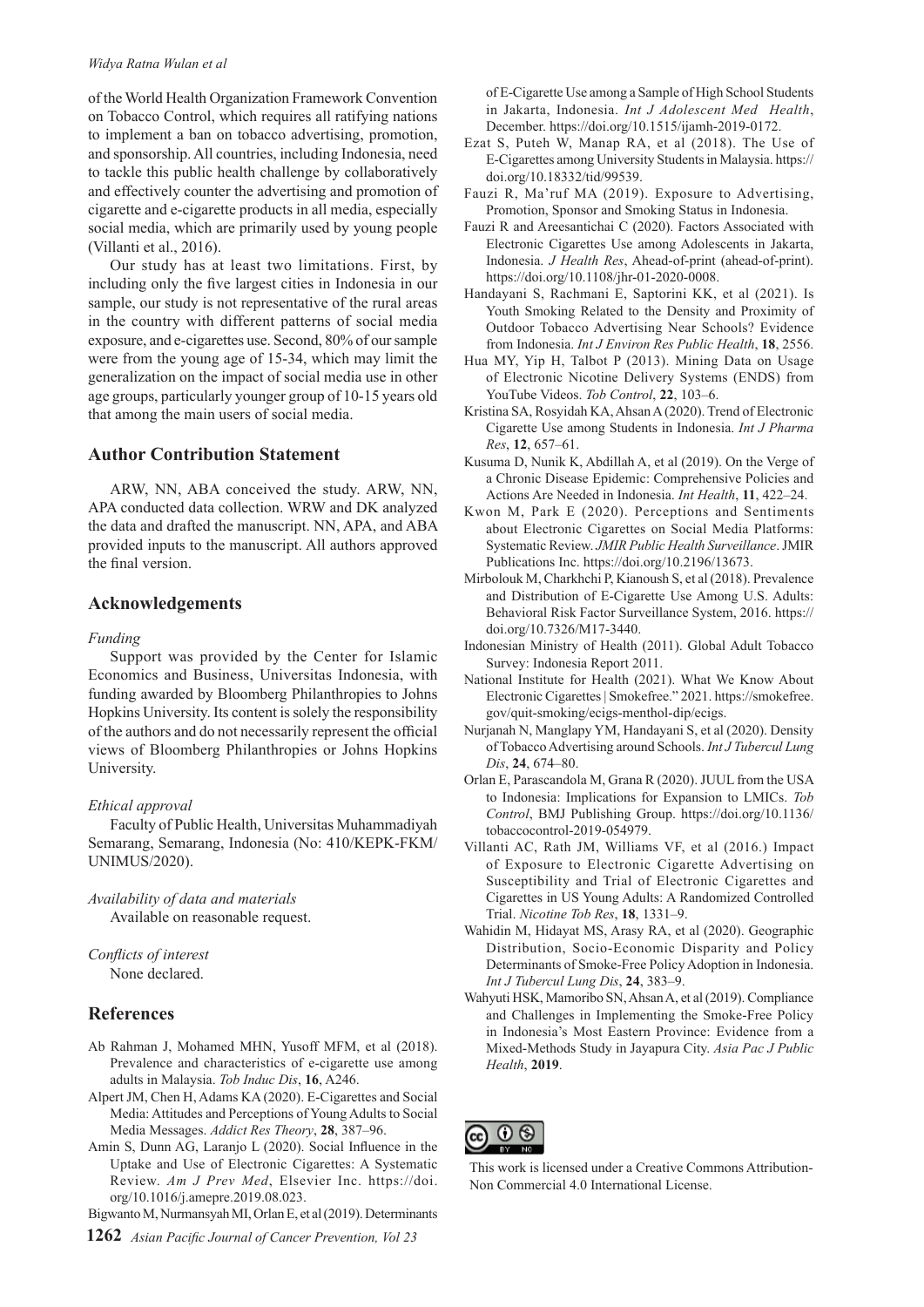of the World Health Organization Framework Convention on Tobacco Control, which requires all ratifying nations to implement a ban on tobacco advertising, promotion, and sponsorship. All countries, including Indonesia, need to tackle this public health challenge by collaboratively and effectively counter the advertising and promotion of cigarette and e-cigarette products in all media, especially social media, which are primarily used by young people (Villanti et al., 2016).

Our study has at least two limitations. First, by including only the five largest cities in Indonesia in our sample, our study is not representative of the rural areas in the country with different patterns of social media exposure, and e-cigarettes use. Second, 80% of our sample were from the young age of 15-34, which may limit the generalization on the impact of social media use in other age groups, particularly younger group of 10-15 years old that among the main users of social media.

## Author Contribution Statement

ARW, NN, ABA conceived the study. ARW, NN, APA conducted data collection. WRW and DK analyzed the data and drafted the manuscript. NN, APA, and ABA provided inputs to the manuscript. All authors approved the final version.

## Acknowledgements

*Funding*

Support was provided by the Center for Islamic Economics and Business, Universitas Indonesia, with funding awarded by Bloomberg Philanthropies to Johns Hopkins University. Its content is solely the responsibility of the authors and do not necessarily represent the official views of Bloomberg Philanthropies or Johns Hopkins University.

*Ethical approval*

Faculty of Public Health, Universitas Muhammadiyah Semarang, Semarang, Indonesia (No: 410/KEPK-FKM/UNIMUS/2020).

*Availability of data and materials*

Available on reasonable request.

*Conflicts of interest*

None declared.

## References

Ab Rahman J, Mohamed MHN, Yusoff MFM, et al (2018). Prevalence and characteristics of e-cigarette use among adults in Malaysia. *Tob Induc Dis*, **16**, A246.

Alpert JM, Chen H, Adams KA (2020). E-Cigarettes and Social Media: Attitudes and Perceptions of Young Adults to Social Media Messages. *Addict Res Theory*, **28**, 387–96.

Amin S, Dunn AG, Laranjo L (2020). Social Influence in the Uptake and Use of Electronic Cigarettes: A Systematic Review. *Am J Prev Med*, Elsevier Inc. https://doi.org/10.1016/j.amepre.2019.08.023.

Bigwanto M, Nurmansyah MI, Orlan E, et al (2019). Determinants of E-Cigarette Use among a Sample of High School Students in Jakarta, Indonesia. *Int J Adolescent Med Health*, December. https://doi.org/10.1515/ijamh-2019-0172.

Ezat S, Puteh W, Manap RA, et al (2018). The Use of E-Cigarettes among University Students in Malaysia. https://doi.org/10.18332/tid/99539.

Fauzi R, Ma'ruf MA (2019). Exposure to Advertising, Promotion, Sponsor and Smoking Status in Indonesia.

Fauzi R and Areesantichai C (2020). Factors Associated with Electronic Cigarettes Use among Adolescents in Jakarta, Indonesia. *J Health Res*, Ahead-of-print (ahead-of-print). https://doi.org/10.1108/jhr-01-2020-0008.

Handayani S, Rachmani E, Saptorini KK, et al (2021). Is Youth Smoking Related to the Density and Proximity of Outdoor Tobacco Advertising Near Schools? Evidence from Indonesia. *Int J Environ Res Public Health*, **18**, 2556.

Hua MY, Yip H, Talbot P (2013). Mining Data on Usage of Electronic Nicotine Delivery Systems (ENDS) from YouTube Videos. *Tob Control*, **22**, 103–6.

Kristina SA, Rosyidah KA, Ahsan A (2020). Trend of Electronic Cigarette Use among Students in Indonesia. *Int J Pharma Res*, **12**, 657–61.

Kusuma D, Nunik K, Abdillah A, et al (2019). On the Verge of a Chronic Disease Epidemic: Comprehensive Policies and Actions Are Needed in Indonesia. *Int Health*, **11**, 422–24.

Kwon M, Park E (2020). Perceptions and Sentiments about Electronic Cigarettes on Social Media Platforms: Systematic Review. *JMIR Public Health Surveillance*. JMIR Publications Inc. https://doi.org/10.2196/13673.

Mirbolouk M, Charkhchi P, Kianoush S, et al (2018). Prevalence and Distribution of E-Cigarette Use Among U.S. Adults: Behavioral Risk Factor Surveillance System, 2016. https://doi.org/10.7326/M17-3440.

Indonesian Ministry of Health (2011). Global Adult Tobacco Survey: Indonesia Report 2011.

National Institute for Health (2021). What We Know About Electronic Cigarettes | Smokefree." 2021. https://smokefree.gov/quit-smoking/ecigs-menthol-dip/ecigs.

Nurjanah N, Manglapy YM, Handayani S, et al (2020). Density of Tobacco Advertising around Schools. *Int J Tubercul Lung Dis*, **24**, 674–80.

Orlan E, Parascandola M, Grana R (2020). JUUL from the USA to Indonesia: Implications for Expansion to LMICs. *Tob Control*, BMJ Publishing Group. https://doi.org/10.1136/tobaccocontrol-2019-054979.

Villanti AC, Rath JM, Williams VF, et al (2016.) Impact of Exposure to Electronic Cigarette Advertising on Susceptibility and Trial of Electronic Cigarettes and Cigarettes in US Young Adults: A Randomized Controlled Trial. *Nicotine Tob Res*, **18**, 1331–9.

Wahidin M, Hidayat MS, Arasy RA, et al (2020). Geographic Distribution, Socio-Economic Disparity and Policy Determinants of Smoke-Free Policy Adoption in Indonesia. *Int J Tubercul Lung Dis*, **24**, 383–9.

Wahyuti HSK, Mamoribo SN, Ahsan A, et al (2019). Compliance and Challenges in Implementing the Smoke-Free Policy in Indonesia's Most Eastern Province: Evidence from a Mixed-Methods Study in Jayapura City. *Asia Pac J Public Health*, **2019**.

This work is licensed under a Creative Commons Attribution-Non Commercial 4.0 International License.